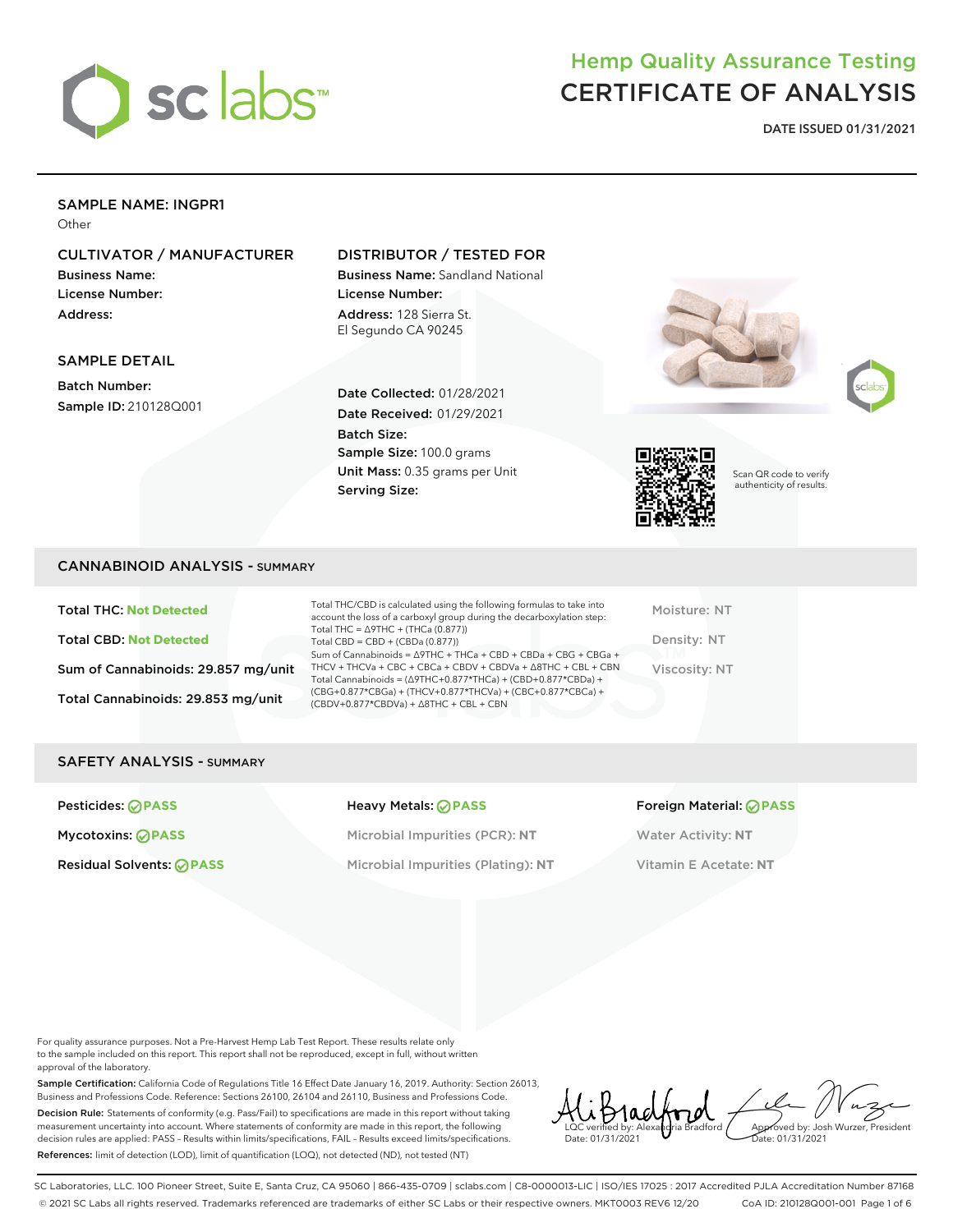# Hemp Quality Assurance Testing
# CERTIFICATE OF ANALYSIS

**DATE ISSUED 01/31/2021**

## SAMPLE NAME: INGPR1

Other

### CULTIVATOR / MANUFACTURER

**Business Name:**
**License Number:**
**Address:**

### DISTRIBUTOR / TESTED FOR

**Business Name:** Sandland National
**License Number:**
**Address:** 128 Sierra St. El Segundo CA 90245

### SAMPLE DETAIL

**Batch Number:**
**Sample ID:** 210128Q001

**Date Collected:** 01/28/2021
**Date Received:** 01/29/2021
**Batch Size:**
**Sample Size:** 100.0 grams
**Unit Mass:** 0.35 grams per Unit
**Serving Size:**

Scan QR code to verify authenticity of results.

## CANNABINOID ANALYSIS - SUMMARY

**Total THC:** Not Detected

**Total CBD:** Not Detected

**Sum of Cannabinoids:** 29.857 mg/unit

**Total Cannabinoids:** 29.853 mg/unit

Total THC/CBD is calculated using the following formulas to take into account the loss of a carboxyl group during the decarboxylation step:
Total THC = Δ9THC + (THCa (0.877))
Total CBD = CBD + (CBDa (0.877))
Sum of Cannabinoids = Δ9THC + THCa + CBD + CBDa + CBG + CBGa + THCV + THCVa + CBC + CBCa + CBDV + CBDVa + Δ8THC + CBL + CBN
Total Cannabinoids = (Δ9THC+0.877*THCa) + (CBD+0.877*CBDa) + (CBG+0.877*CBGa) + (THCV+0.877*THCVa) + (CBC+0.877*CBCa) + (CBDV+0.877*CBDVa) + Δ8THC + CBL + CBN

Moisture: NT
Density: NT
Viscosity: NT

## SAFETY ANALYSIS - SUMMARY

| | | |
|---|---|---|
| Pesticides: PASS | Heavy Metals: PASS | Foreign Material: PASS |
| Mycotoxins: PASS | Microbial Impurities (PCR): NT | Water Activity: NT |
| Residual Solvents: PASS | Microbial Impurities (Plating): NT | Vitamin E Acetate: NT |

For quality assurance purposes. Not a Pre-Harvest Hemp Lab Test Report. These results relate only to the sample included on this report. This report shall not be reproduced, except in full, without written approval of the laboratory.

**Sample Certification:** California Code of Regulations Title 16 Effect Date January 16, 2019. Authority: Section 26013, Business and Professions Code. Reference: Sections 26100, 26104 and 26110, Business and Professions Code.

**Decision Rule:** Statements of conformity (e.g. Pass/Fail) to specifications are made in this report without taking measurement uncertainty into account. Where statements of conformity are made in this report, the following decision rules are applied: PASS – Results within limits/specifications, FAIL – Results exceed limits/specifications.

**References:** limit of detection (LOD), limit of quantification (LOQ), not detected (ND), not tested (NT)

LQC verified by: Alexandria Bradford
Date: 01/31/2021

Approved by: Josh Wurzer, President
Date: 01/31/2021

SC Laboratories, LLC. 100 Pioneer Street, Suite E, Santa Cruz, CA 95060 | 866-435-0709 | sclabs.com | C8-0000013-LIC | ISO/IES 17025 : 2017 Accredited PJLA Accreditation Number 87168
© 2021 SC Labs all rights reserved. Trademarks referenced are trademarks of either SC Labs or their respective owners. MKT0003 REV6 12/20 CoA ID: 210128Q001-001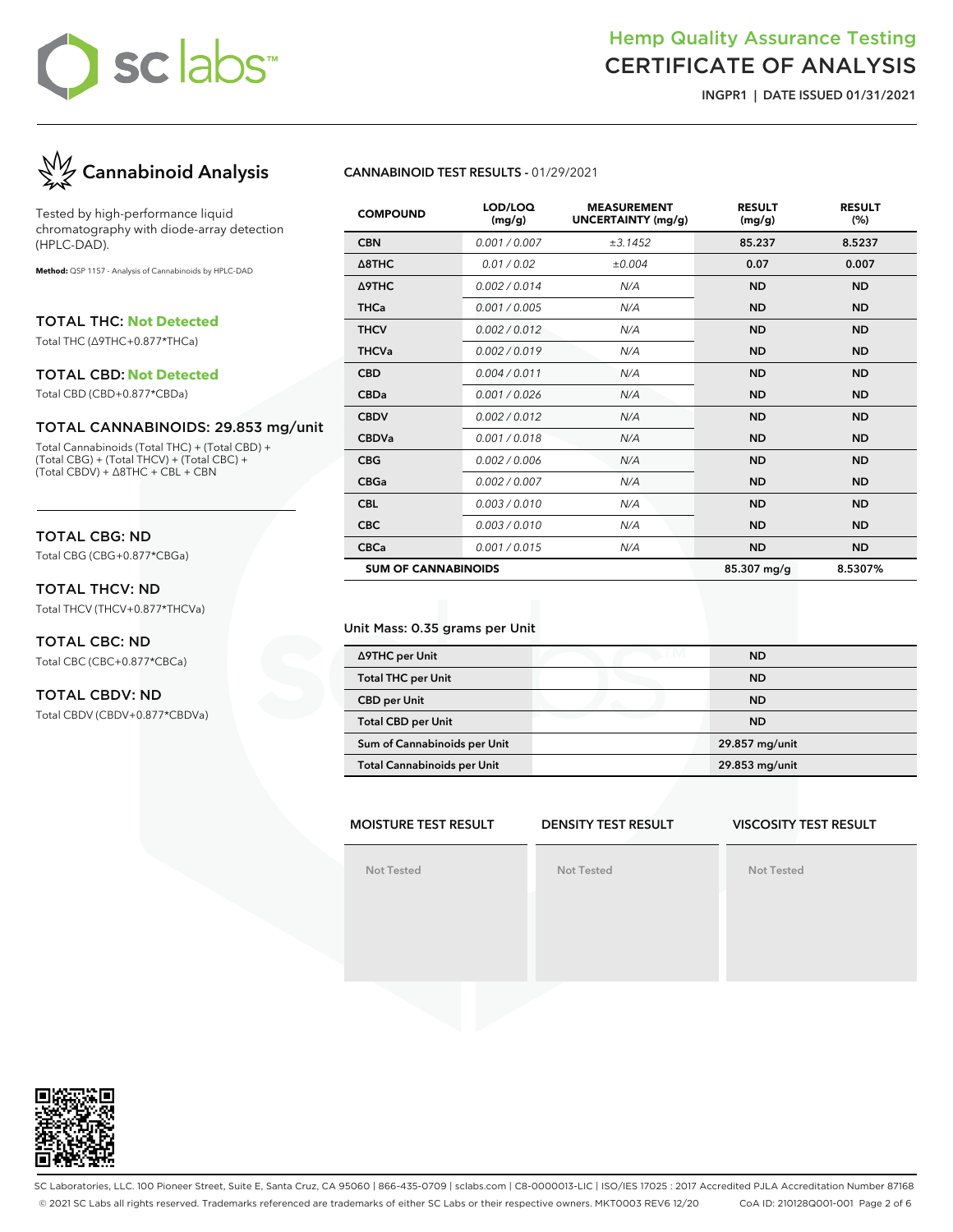# Hemp Quality Assurance Testing
# CERTIFICATE OF ANALYSIS

**INGPR1 | DATE ISSUED 01/31/2021**

## Cannabinoid Analysis

Tested by high-performance liquid chromatography with diode-array detection (HPLC-DAD).

**Method:** QSP 1157 - Analysis of Cannabinoids by HPLC-DAD

### TOTAL THC: Not Detected

Total THC (Δ9THC+0.877*THCa)

### TOTAL CBD: Not Detected

Total CBD (CBD+0.877*CBDa)

### TOTAL CANNABINOIDS: 29.853 mg/unit

Total Cannabinoids (Total THC) + (Total CBD) + (Total CBG) + (Total THCV) + (Total CBC) + (Total CBDV) + Δ8THC + CBL + CBN

### TOTAL CBG: ND

Total CBG (CBG+0.877*CBGa)

### TOTAL THCV: ND

Total THCV (THCV+0.877*THCVa)

### TOTAL CBC: ND

Total CBC (CBC+0.877*CBCa)

### TOTAL CBDV: ND

Total CBDV (CBDV+0.877*CBDVa)

**CANNABINOID TEST RESULTS** - 01/29/2021

| COMPOUND | LOD/LOQ (mg/g) | MEASUREMENT UNCERTAINTY (mg/g) | RESULT (mg/g) | RESULT (%) |
|---|---|---|---|---|
| CBN | 0.001 / 0.007 | ±3.1452 | 85.237 | 8.5237 |
| Δ8THC | 0.01 / 0.02 | ±0.004 | 0.07 | 0.007 |
| Δ9THC | 0.002 / 0.014 | N/A | ND | ND |
| THCa | 0.001 / 0.005 | N/A | ND | ND |
| THCV | 0.002 / 0.012 | N/A | ND | ND |
| THCVa | 0.002 / 0.019 | N/A | ND | ND |
| CBD | 0.004 / 0.011 | N/A | ND | ND |
| CBDa | 0.001 / 0.026 | N/A | ND | ND |
| CBDV | 0.002 / 0.012 | N/A | ND | ND |
| CBDVa | 0.001 / 0.018 | N/A | ND | ND |
| CBG | 0.002 / 0.006 | N/A | ND | ND |
| CBGa | 0.002 / 0.007 | N/A | ND | ND |
| CBL | 0.003 / 0.010 | N/A | ND | ND |
| CBC | 0.003 / 0.010 | N/A | ND | ND |
| CBCa | 0.001 / 0.015 | N/A | ND | ND |
| **SUM OF CANNABINOIDS** | | | 85.307 mg/g | 8.5307% |

Unit Mass: 0.35 grams per Unit

| | |
|---|---|
| Δ9THC per Unit | ND |
| Total THC per Unit | ND |
| CBD per Unit | ND |
| Total CBD per Unit | ND |
| Sum of Cannabinoids per Unit | 29.857 mg/unit |
| Total Cannabinoids per Unit | 29.853 mg/unit |

| MOISTURE TEST RESULT | DENSITY TEST RESULT | VISCOSITY TEST RESULT |
|---|---|---|
| Not Tested | Not Tested | Not Tested |

SC Laboratories, LLC. 100 Pioneer Street, Suite E, Santa Cruz, CA 95060 | 866-435-0709 | sclabs.com | C8-0000013-LIC | ISO/IES 17025 : 2017 Accredited PJLA Accreditation Number 87168

© 2021 SC Labs all rights reserved. Trademarks referenced are trademarks of either SC Labs or their respective owners. MKT0003 REV6 12/20 CoA ID: 210128Q001-001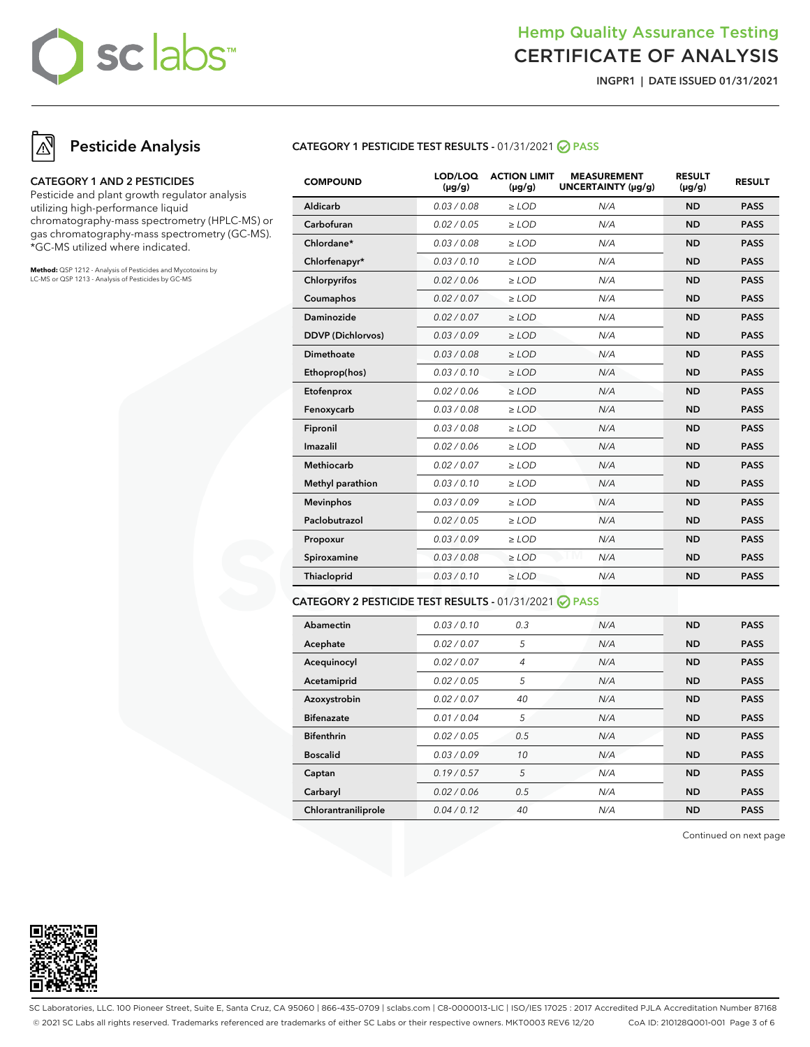# Hemp Quality Assurance Testing
# CERTIFICATE OF ANALYSIS

**INGPR1 | DATE ISSUED 01/31/2021**

## Pesticide Analysis

### CATEGORY 1 AND 2 PESTICIDES

Pesticide and plant growth regulator analysis utilizing high-performance liquid chromatography-mass spectrometry (HPLC-MS) or gas chromatography-mass spectrometry (GC-MS). *GC-MS utilized where indicated.

**Method:** QSP 1212 - Analysis of Pesticides and Mycotoxins by LC-MS or QSP 1213 - Analysis of Pesticides by GC-MS

### CATEGORY 1 PESTICIDE TEST RESULTS - 01/31/2021 PASS

| COMPOUND | LOD/LOQ (µg/g) | ACTION LIMIT (µg/g) | MEASUREMENT UNCERTAINTY (µg/g) | RESULT (µg/g) | RESULT |
|---|---|---|---|---|---|
| Aldicarb | 0.03 / 0.08 | ≥ LOD | N/A | ND | PASS |
| Carbofuran | 0.02 / 0.05 | ≥ LOD | N/A | ND | PASS |
| Chlordane* | 0.03 / 0.08 | ≥ LOD | N/A | ND | PASS |
| Chlorfenapyr* | 0.03 / 0.10 | ≥ LOD | N/A | ND | PASS |
| Chlorpyrifos | 0.02 / 0.06 | ≥ LOD | N/A | ND | PASS |
| Coumaphos | 0.02 / 0.07 | ≥ LOD | N/A | ND | PASS |
| Daminozide | 0.02 / 0.07 | ≥ LOD | N/A | ND | PASS |
| DDVP (Dichlorvos) | 0.03 / 0.09 | ≥ LOD | N/A | ND | PASS |
| Dimethoate | 0.03 / 0.08 | ≥ LOD | N/A | ND | PASS |
| Ethoprop(hos) | 0.03 / 0.10 | ≥ LOD | N/A | ND | PASS |
| Etofenprox | 0.02 / 0.06 | ≥ LOD | N/A | ND | PASS |
| Fenoxycarb | 0.03 / 0.08 | ≥ LOD | N/A | ND | PASS |
| Fipronil | 0.03 / 0.08 | ≥ LOD | N/A | ND | PASS |
| Imazalil | 0.02 / 0.06 | ≥ LOD | N/A | ND | PASS |
| Methiocarb | 0.02 / 0.07 | ≥ LOD | N/A | ND | PASS |
| Methyl parathion | 0.03 / 0.10 | ≥ LOD | N/A | ND | PASS |
| Mevinphos | 0.03 / 0.09 | ≥ LOD | N/A | ND | PASS |
| Paclobutrazol | 0.02 / 0.05 | ≥ LOD | N/A | ND | PASS |
| Propoxur | 0.03 / 0.09 | ≥ LOD | N/A | ND | PASS |
| Spiroxamine | 0.03 / 0.08 | ≥ LOD | N/A | ND | PASS |
| Thiacloprid | 0.03 / 0.10 | ≥ LOD | N/A | ND | PASS |

### CATEGORY 2 PESTICIDE TEST RESULTS - 01/31/2021 PASS

| COMPOUND | LOD/LOQ (µg/g) | ACTION LIMIT (µg/g) | MEASUREMENT UNCERTAINTY (µg/g) | RESULT (µg/g) | RESULT |
|---|---|---|---|---|---|
| Abamectin | 0.03 / 0.10 | 0.3 | N/A | ND | PASS |
| Acephate | 0.02 / 0.07 | 5 | N/A | ND | PASS |
| Acequinocyl | 0.02 / 0.07 | 4 | N/A | ND | PASS |
| Acetamiprid | 0.02 / 0.05 | 5 | N/A | ND | PASS |
| Azoxystrobin | 0.02 / 0.07 | 40 | N/A | ND | PASS |
| Bifenazate | 0.01 / 0.04 | 5 | N/A | ND | PASS |
| Bifenthrin | 0.02 / 0.05 | 0.5 | N/A | ND | PASS |
| Boscalid | 0.03 / 0.09 | 10 | N/A | ND | PASS |
| Captan | 0.19 / 0.57 | 5 | N/A | ND | PASS |
| Carbaryl | 0.02 / 0.06 | 0.5 | N/A | ND | PASS |
| Chlorantraniliprole | 0.04 / 0.12 | 40 | N/A | ND | PASS |

Continued on next page

SC Laboratories, LLC. 100 Pioneer Street, Suite E, Santa Cruz, CA 95060 | 866-435-0709 | sclabs.com | C8-0000013-LIC | ISO/IES 17025 : 2017 Accredited PJLA Accreditation Number 87168
© 2021 SC Labs all rights reserved. Trademarks referenced are trademarks of either SC Labs or their respective owners. MKT0003 REV6 12/20 CoA ID: 210128Q001-001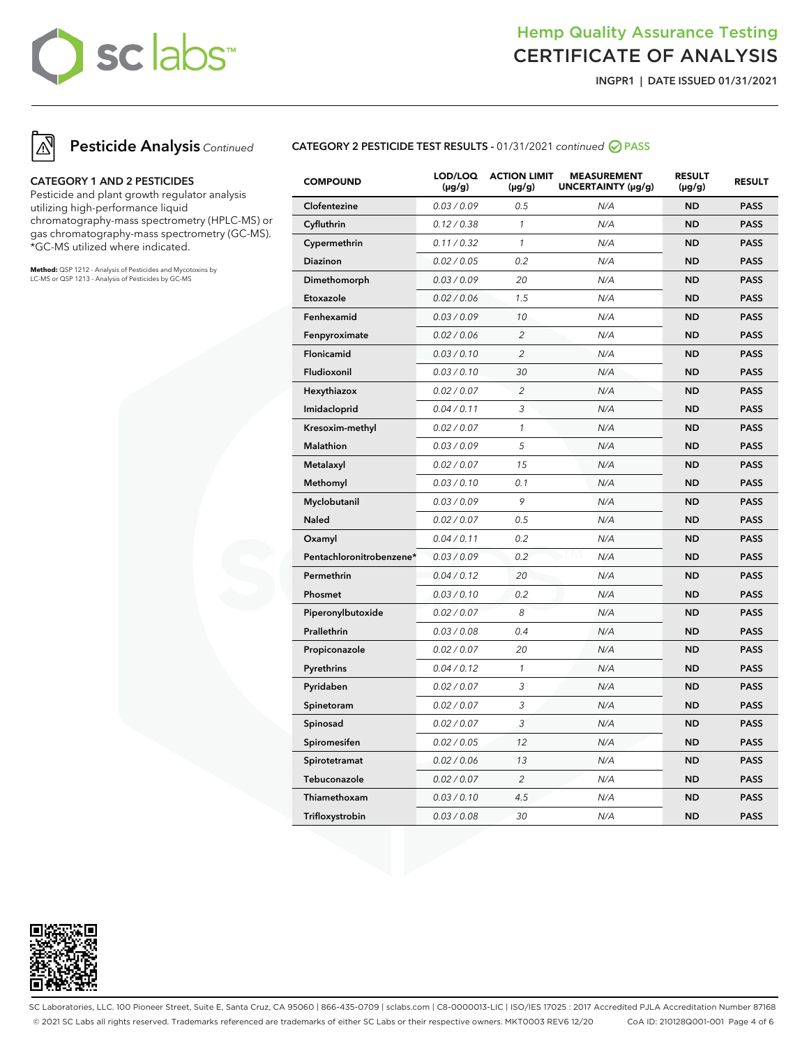# Hemp Quality Assurance Testing
# CERTIFICATE OF ANALYSIS

**INGPR1 | DATE ISSUED 01/31/2021**

## Pesticide Analysis *Continued*

### CATEGORY 1 AND 2 PESTICIDES

Pesticide and plant growth regulator analysis utilizing high-performance liquid chromatography-mass spectrometry (HPLC-MS) or gas chromatography-mass spectrometry (GC-MS). *GC-MS utilized where indicated.

**Method:** QSP 1212 - Analysis of Pesticides and Mycotoxins by LC-MS or QSP 1213 - Analysis of Pesticides by GC-MS

### CATEGORY 2 PESTICIDE TEST RESULTS - 01/31/2021 *continued* PASS

| COMPOUND | LOD/LOQ (μg/g) | ACTION LIMIT (μg/g) | MEASUREMENT UNCERTAINTY (μg/g) | RESULT (μg/g) | RESULT |
|---|---|---|---|---|---|
| Clofentezine | 0.03 / 0.09 | 0.5 | N/A | ND | PASS |
| Cyfluthrin | 0.12 / 0.38 | 1 | N/A | ND | PASS |
| Cypermethrin | 0.11 / 0.32 | 1 | N/A | ND | PASS |
| Diazinon | 0.02 / 0.05 | 0.2 | N/A | ND | PASS |
| Dimethomorph | 0.03 / 0.09 | 20 | N/A | ND | PASS |
| Etoxazole | 0.02 / 0.06 | 1.5 | N/A | ND | PASS |
| Fenhexamid | 0.03 / 0.09 | 10 | N/A | ND | PASS |
| Fenpyroximate | 0.02 / 0.06 | 2 | N/A | ND | PASS |
| Flonicamid | 0.03 / 0.10 | 2 | N/A | ND | PASS |
| Fludioxonil | 0.03 / 0.10 | 30 | N/A | ND | PASS |
| Hexythiazox | 0.02 / 0.07 | 2 | N/A | ND | PASS |
| Imidacloprid | 0.04 / 0.11 | 3 | N/A | ND | PASS |
| Kresoxim-methyl | 0.02 / 0.07 | 1 | N/A | ND | PASS |
| Malathion | 0.03 / 0.09 | 5 | N/A | ND | PASS |
| Metalaxyl | 0.02 / 0.07 | 15 | N/A | ND | PASS |
| Methomyl | 0.03 / 0.10 | 0.1 | N/A | ND | PASS |
| Myclobutanil | 0.03 / 0.09 | 9 | N/A | ND | PASS |
| Naled | 0.02 / 0.07 | 0.5 | N/A | ND | PASS |
| Oxamyl | 0.04 / 0.11 | 0.2 | N/A | ND | PASS |
| Pentachloronitrobenzene* | 0.03 / 0.09 | 0.2 | N/A | ND | PASS |
| Permethrin | 0.04 / 0.12 | 20 | N/A | ND | PASS |
| Phosmet | 0.03 / 0.10 | 0.2 | N/A | ND | PASS |
| Piperonylbutoxide | 0.02 / 0.07 | 8 | N/A | ND | PASS |
| Prallethrin | 0.03 / 0.08 | 0.4 | N/A | ND | PASS |
| Propiconazole | 0.02 / 0.07 | 20 | N/A | ND | PASS |
| Pyrethrins | 0.04 / 0.12 | 1 | N/A | ND | PASS |
| Pyridaben | 0.02 / 0.07 | 3 | N/A | ND | PASS |
| Spinetoram | 0.02 / 0.07 | 3 | N/A | ND | PASS |
| Spinosad | 0.02 / 0.07 | 3 | N/A | ND | PASS |
| Spiromesifen | 0.02 / 0.05 | 12 | N/A | ND | PASS |
| Spirotetramat | 0.02 / 0.06 | 13 | N/A | ND | PASS |
| Tebuconazole | 0.02 / 0.07 | 2 | N/A | ND | PASS |
| Thiamethoxam | 0.03 / 0.10 | 4.5 | N/A | ND | PASS |
| Trifloxystrobin | 0.03 / 0.08 | 30 | N/A | ND | PASS |

SC Laboratories, LLC. 100 Pioneer Street, Suite E, Santa Cruz, CA 95060 | 866-435-0709 | sclabs.com | C8-0000013-LIC | ISO/IES 17025 : 2017 Accredited PJLA Accreditation Number 87168
© 2021 SC Labs all rights reserved. Trademarks referenced are trademarks of either SC Labs or their respective owners. MKT0003 REV6 12/20 CoA ID: 210128Q001-001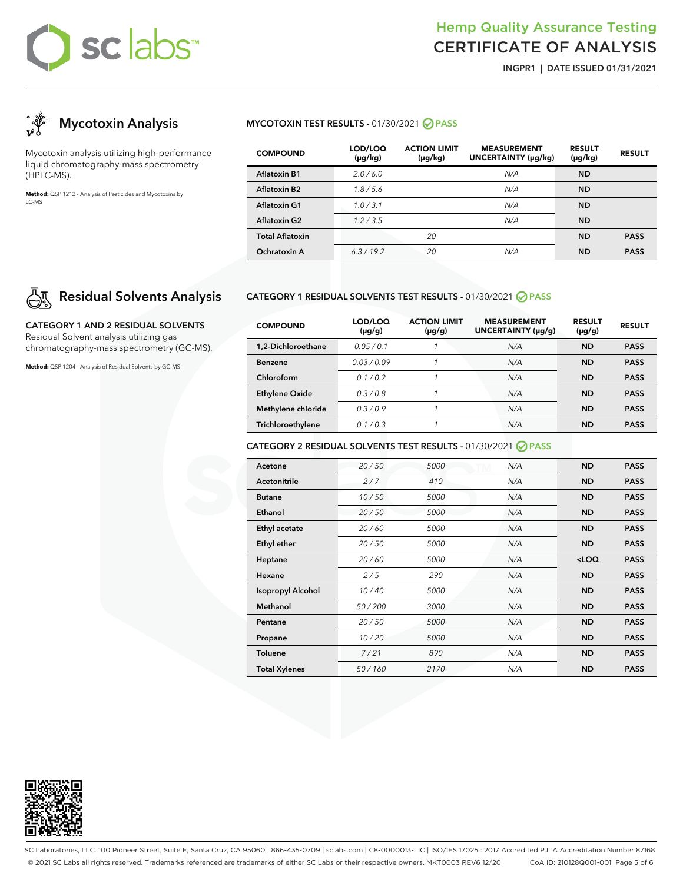# Hemp Quality Assurance Testing
# CERTIFICATE OF ANALYSIS

**INGPR1 | DATE ISSUED 01/31/2021**

## Mycotoxin Analysis

Mycotoxin analysis utilizing high-performance liquid chromatography-mass spectrometry (HPLC-MS).

**Method:** QSP 1212 - Analysis of Pesticides and Mycotoxins by LC-MS

### MYCOTOXIN TEST RESULTS - 01/30/2021 PASS

| COMPOUND | LOD/LOQ (µg/kg) | ACTION LIMIT (µg/kg) | MEASUREMENT UNCERTAINTY (µg/kg) | RESULT (µg/kg) | RESULT |
|---|---|---|---|---|---|
| Aflatoxin B1 | 2.0 / 6.0 | | N/A | ND | |
| Aflatoxin B2 | 1.8 / 5.6 | | N/A | ND | |
| Aflatoxin G1 | 1.0 / 3.1 | | N/A | ND | |
| Aflatoxin G2 | 1.2 / 3.5 | | N/A | ND | |
| Total Aflatoxin | | 20 | | ND | PASS |
| Ochratoxin A | 6.3 / 19.2 | 20 | N/A | ND | PASS |

## Residual Solvents Analysis

**CATEGORY 1 AND 2 RESIDUAL SOLVENTS**
Residual Solvent analysis utilizing gas chromatography-mass spectrometry (GC-MS).

**Method:** QSP 1204 - Analysis of Residual Solvents by GC-MS

### CATEGORY 1 RESIDUAL SOLVENTS TEST RESULTS - 01/30/2021 PASS

| COMPOUND | LOD/LOQ (µg/g) | ACTION LIMIT (µg/g) | MEASUREMENT UNCERTAINTY (µg/g) | RESULT (µg/g) | RESULT |
|---|---|---|---|---|---|
| 1,2-Dichloroethane | 0.05 / 0.1 | 1 | N/A | ND | PASS |
| Benzene | 0.03 / 0.09 | 1 | N/A | ND | PASS |
| Chloroform | 0.1 / 0.2 | 1 | N/A | ND | PASS |
| Ethylene Oxide | 0.3 / 0.8 | 1 | N/A | ND | PASS |
| Methylene chloride | 0.3 / 0.9 | 1 | N/A | ND | PASS |
| Trichloroethylene | 0.1 / 0.3 | 1 | N/A | ND | PASS |

### CATEGORY 2 RESIDUAL SOLVENTS TEST RESULTS - 01/30/2021 PASS

| COMPOUND | LOD/LOQ (µg/g) | ACTION LIMIT (µg/g) | MEASUREMENT UNCERTAINTY (µg/g) | RESULT (µg/g) | RESULT |
|---|---|---|---|---|---|
| Acetone | 20 / 50 | 5000 | N/A | ND | PASS |
| Acetonitrile | 2 / 7 | 410 | N/A | ND | PASS |
| Butane | 10 / 50 | 5000 | N/A | ND | PASS |
| Ethanol | 20 / 50 | 5000 | N/A | ND | PASS |
| Ethyl acetate | 20 / 60 | 5000 | N/A | ND | PASS |
| Ethyl ether | 20 / 50 | 5000 | N/A | ND | PASS |
| Heptane | 20 / 60 | 5000 | N/A | <LOQ | PASS |
| Hexane | 2 / 5 | 290 | N/A | ND | PASS |
| Isopropyl Alcohol | 10 / 40 | 5000 | N/A | ND | PASS |
| Methanol | 50 / 200 | 3000 | N/A | ND | PASS |
| Pentane | 20 / 50 | 5000 | N/A | ND | PASS |
| Propane | 10 / 20 | 5000 | N/A | ND | PASS |
| Toluene | 7 / 21 | 890 | N/A | ND | PASS |
| Total Xylenes | 50 / 160 | 2170 | N/A | ND | PASS |

SC Laboratories, LLC. 100 Pioneer Street, Suite E, Santa Cruz, CA 95060 | 866-435-0709 | sclabs.com | C8-0000013-LIC | ISO/IES 17025 : 2017 Accredited PJLA Accreditation Number 87168
© 2021 SC Labs all rights reserved. Trademarks referenced are trademarks of either SC Labs or their respective owners. MKT0003 REV6 12/20 CoA ID: 210128Q001-001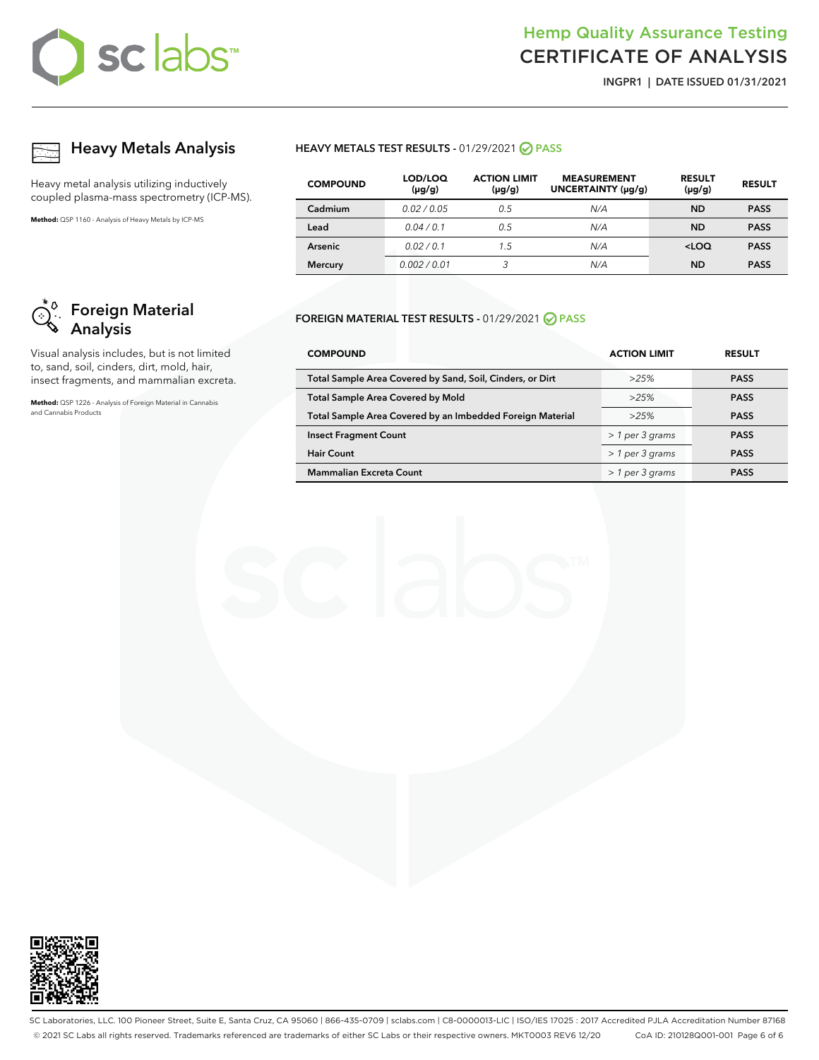# Hemp Quality Assurance Testing
# CERTIFICATE OF ANALYSIS

INGPR1 | DATE ISSUED 01/31/2021

## Heavy Metals Analysis

Heavy metal analysis utilizing inductively coupled plasma-mass spectrometry (ICP-MS).

**Method:** QSP 1160 - Analysis of Heavy Metals by ICP-MS

### HEAVY METALS TEST RESULTS - 01/29/2021 PASS

| COMPOUND | LOD/LOQ (µg/g) | ACTION LIMIT (µg/g) | MEASUREMENT UNCERTAINTY (µg/g) | RESULT (µg/g) | RESULT |
|---|---|---|---|---|---|
| Cadmium | *0.02 / 0.05* | *0.5* | *N/A* | **ND** | **PASS** |
| Lead | *0.04 / 0.1* | *0.5* | *N/A* | **ND** | **PASS** |
| Arsenic | *0.02 / 0.1* | *1.5* | *N/A* | **<LOQ** | **PASS** |
| Mercury | *0.002 / 0.01* | *3* | *N/A* | **ND** | **PASS** |

## Foreign Material Analysis

Visual analysis includes, but is not limited to, sand, soil, cinders, dirt, mold, hair, insect fragments, and mammalian excreta.

**Method:** QSP 1226 - Analysis of Foreign Material in Cannabis and Cannabis Products

### FOREIGN MATERIAL TEST RESULTS - 01/29/2021 PASS

| COMPOUND | ACTION LIMIT | RESULT |
|---|---|---|
| Total Sample Area Covered by Sand, Soil, Cinders, or Dirt | *>25%* | **PASS** |
| Total Sample Area Covered by Mold | *>25%* | **PASS** |
| Total Sample Area Covered by an Imbedded Foreign Material | *>25%* | **PASS** |
| Insect Fragment Count | *> 1 per 3 grams* | **PASS** |
| Hair Count | *> 1 per 3 grams* | **PASS** |
| Mammalian Excreta Count | *> 1 per 3 grams* | **PASS** |

SC Laboratories, LLC. 100 Pioneer Street, Suite E, Santa Cruz, CA 95060 | 866-435-0709 | sclabs.com | C8-0000013-LIC | ISO/IES 17025 : 2017 Accredited PJLA Accreditation Number 87168
© 2021 SC Labs all rights reserved. Trademarks referenced are trademarks of either SC Labs or their respective owners. MKT0003 REV6 12/20 CoA ID: 210128Q001-001